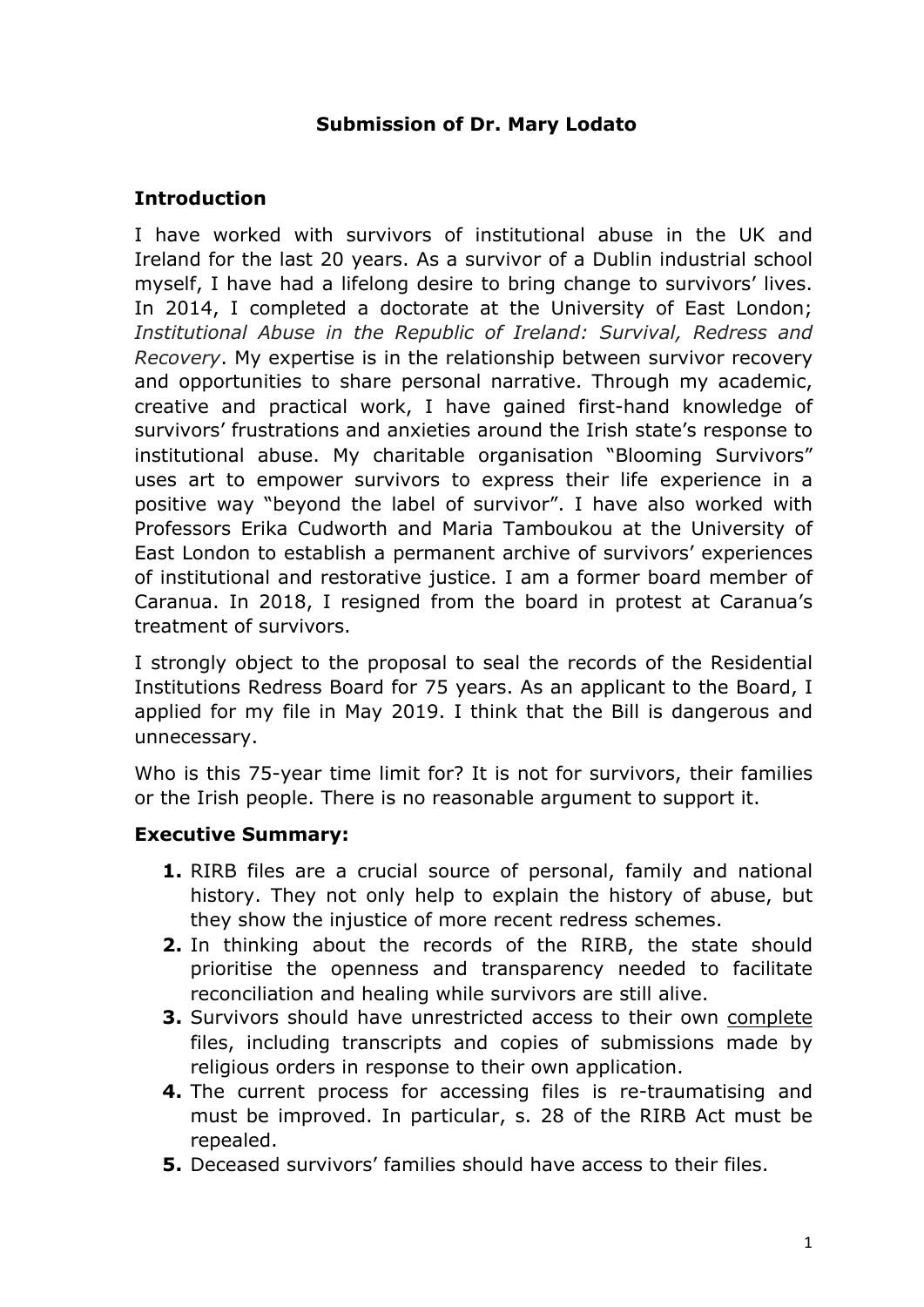# Submission of Dr. Mary Lodato

## Introduction

I have worked with survivors of institutional abuse in the UK and Ireland for the last 20 years. As a survivor of a Dublin industrial school myself, I have had a lifelong desire to bring change to survivors' lives. In 2014, I completed a doctorate at the University of East London; *Institutional Abuse in the Republic of Ireland: Survival, Redress and Recovery*. My expertise is in the relationship between survivor recovery and opportunities to share personal narrative. Through my academic, creative and practical work, I have gained first-hand knowledge of survivors' frustrations and anxieties around the Irish state's response to institutional abuse. My charitable organisation "Blooming Survivors" uses art to empower survivors to express their life experience in a positive way "beyond the label of survivor". I have also worked with Professors Erika Cudworth and Maria Tamboukou at the University of East London to establish a permanent archive of survivors' experiences of institutional and restorative justice. I am a former board member of Caranua. In 2018, I resigned from the board in protest at Caranua's treatment of survivors.

I strongly object to the proposal to seal the records of the Residential Institutions Redress Board for 75 years. As an applicant to the Board, I applied for my file in May 2019. I think that the Bill is dangerous and unnecessary.

Who is this 75-year time limit for? It is not for survivors, their families or the Irish people. There is no reasonable argument to support it.

## Executive Summary:

1. RIRB files are a crucial source of personal, family and national history. They not only help to explain the history of abuse, but they show the injustice of more recent redress schemes.
2. In thinking about the records of the RIRB, the state should prioritise the openness and transparency needed to facilitate reconciliation and healing while survivors are still alive.
3. Survivors should have unrestricted access to their own <u>complete</u> files, including transcripts and copies of submissions made by religious orders in response to their own application.
4. The current process for accessing files is re-traumatising and must be improved. In particular, s. 28 of the RIRB Act must be repealed.
5. Deceased survivors' families should have access to their files.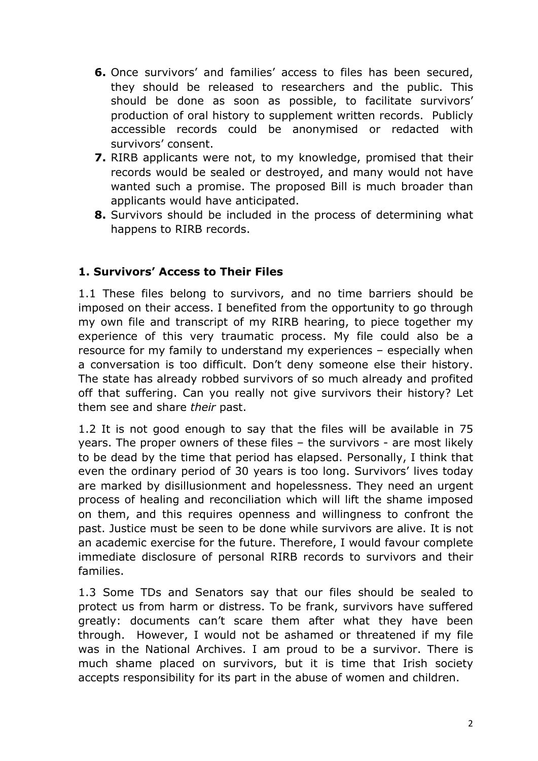6. Once survivors' and families' access to files has been secured, they should be released to researchers and the public. This should be done as soon as possible, to facilitate survivors' production of oral history to supplement written records. Publicly accessible records could be anonymised or redacted with survivors' consent.
7. RIRB applicants were not, to my knowledge, promised that their records would be sealed or destroyed, and many would not have wanted such a promise. The proposed Bill is much broader than applicants would have anticipated.
8. Survivors should be included in the process of determining what happens to RIRB records.

## 1. Survivors' Access to Their Files

1.1 These files belong to survivors, and no time barriers should be imposed on their access. I benefited from the opportunity to go through my own file and transcript of my RIRB hearing, to piece together my experience of this very traumatic process. My file could also be a resource for my family to understand my experiences – especially when a conversation is too difficult. Don't deny someone else their history. The state has already robbed survivors of so much already and profited off that suffering. Can you really not give survivors their history? Let them see and share *their* past.

1.2 It is not good enough to say that the files will be available in 75 years. The proper owners of these files – the survivors - are most likely to be dead by the time that period has elapsed. Personally, I think that even the ordinary period of 30 years is too long. Survivors' lives today are marked by disillusionment and hopelessness. They need an urgent process of healing and reconciliation which will lift the shame imposed on them, and this requires openness and willingness to confront the past. Justice must be seen to be done while survivors are alive. It is not an academic exercise for the future. Therefore, I would favour complete immediate disclosure of personal RIRB records to survivors and their families.

1.3 Some TDs and Senators say that our files should be sealed to protect us from harm or distress. To be frank, survivors have suffered greatly: documents can't scare them after what they have been through. However, I would not be ashamed or threatened if my file was in the National Archives. I am proud to be a survivor. There is much shame placed on survivors, but it is time that Irish society accepts responsibility for its part in the abuse of women and children.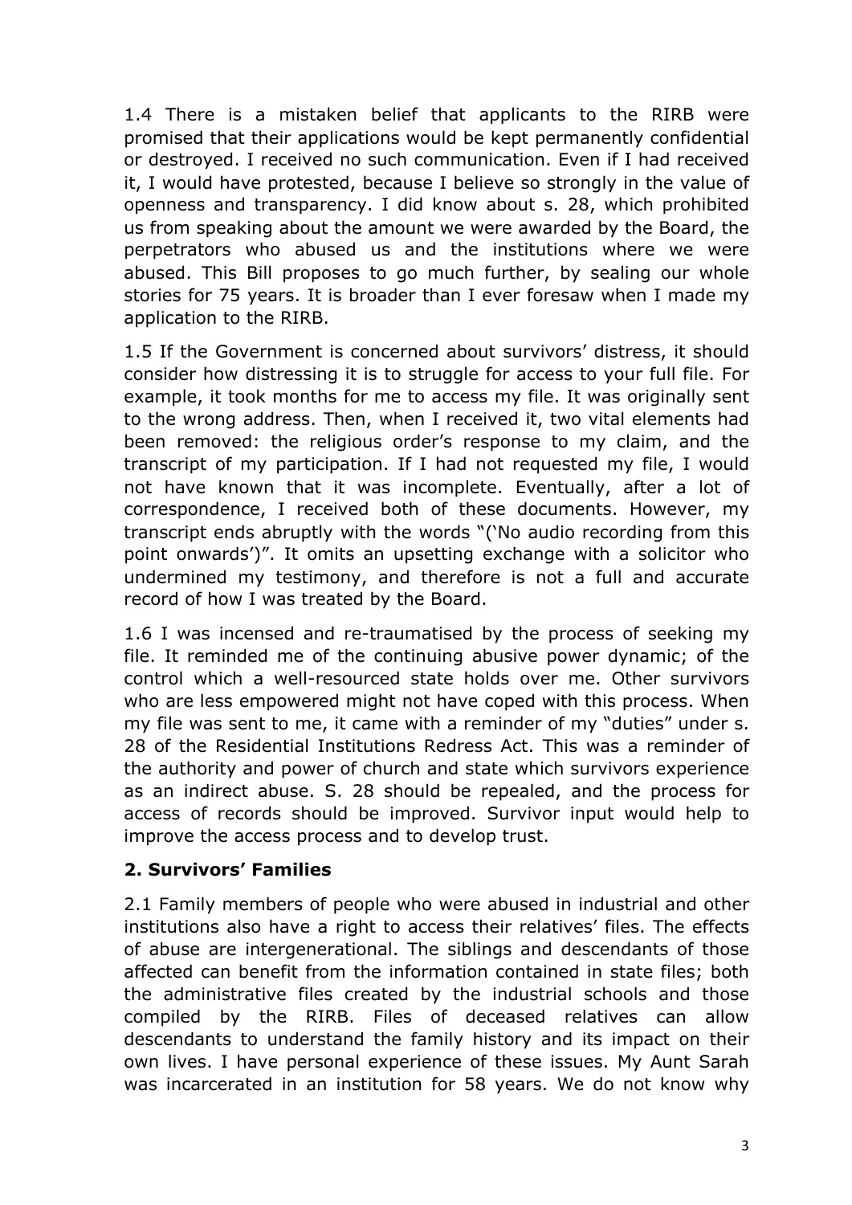1.4 There is a mistaken belief that applicants to the RIRB were promised that their applications would be kept permanently confidential or destroyed. I received no such communication. Even if I had received it, I would have protested, because I believe so strongly in the value of openness and transparency. I did know about s. 28, which prohibited us from speaking about the amount we were awarded by the Board, the perpetrators who abused us and the institutions where we were abused. This Bill proposes to go much further, by sealing our whole stories for 75 years. It is broader than I ever foresaw when I made my application to the RIRB.

1.5 If the Government is concerned about survivors' distress, it should consider how distressing it is to struggle for access to your full file. For example, it took months for me to access my file. It was originally sent to the wrong address. Then, when I received it, two vital elements had been removed: the religious order's response to my claim, and the transcript of my participation. If I had not requested my file, I would not have known that it was incomplete. Eventually, after a lot of correspondence, I received both of these documents. However, my transcript ends abruptly with the words "('No audio recording from this point onwards')". It omits an upsetting exchange with a solicitor who undermined my testimony, and therefore is not a full and accurate record of how I was treated by the Board.

1.6 I was incensed and re-traumatised by the process of seeking my file. It reminded me of the continuing abusive power dynamic; of the control which a well-resourced state holds over me. Other survivors who are less empowered might not have coped with this process. When my file was sent to me, it came with a reminder of my "duties" under s. 28 of the Residential Institutions Redress Act. This was a reminder of the authority and power of church and state which survivors experience as an indirect abuse. S. 28 should be repealed, and the process for access of records should be improved. Survivor input would help to improve the access process and to develop trust.

## 2. Survivors' Families

2.1 Family members of people who were abused in industrial and other institutions also have a right to access their relatives' files. The effects of abuse are intergenerational. The siblings and descendants of those affected can benefit from the information contained in state files; both the administrative files created by the industrial schools and those compiled by the RIRB. Files of deceased relatives can allow descendants to understand the family history and its impact on their own lives. I have personal experience of these issues. My Aunt Sarah was incarcerated in an institution for 58 years. We do not know why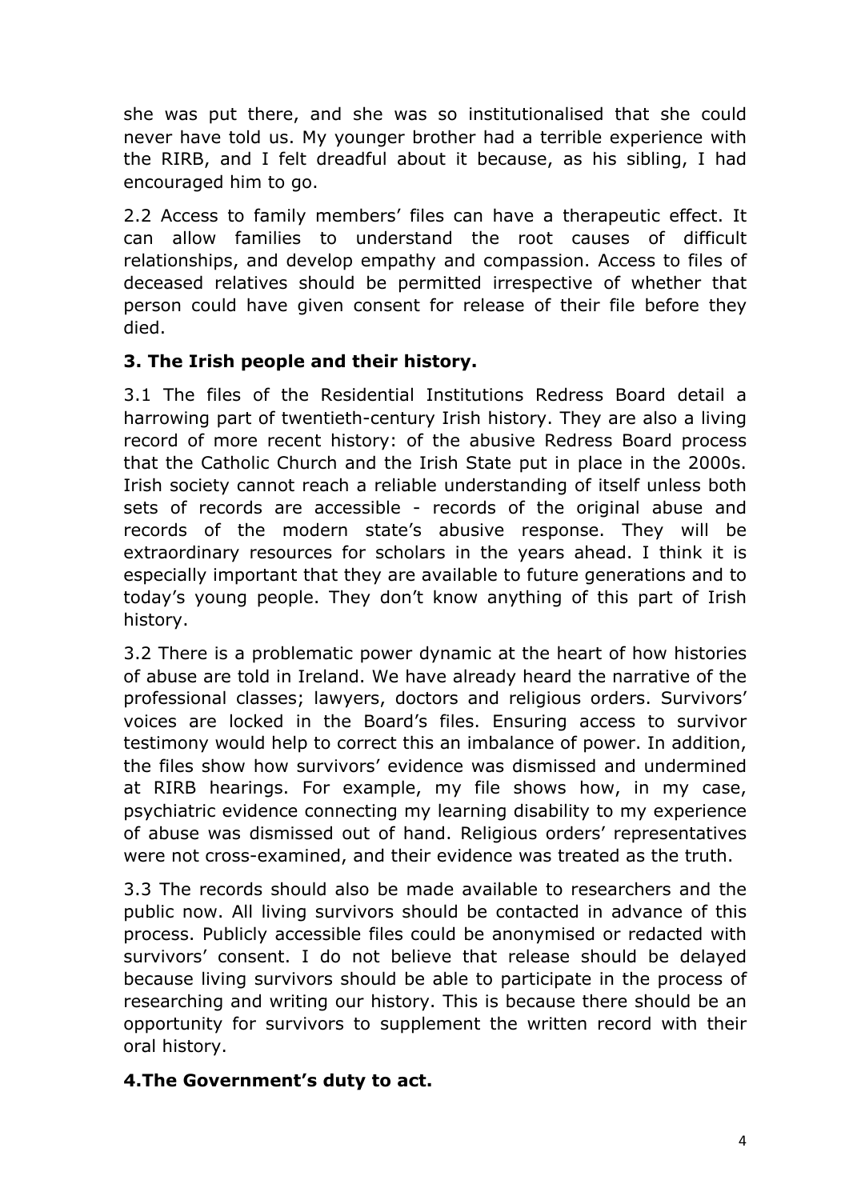she was put there, and she was so institutionalised that she could never have told us. My younger brother had a terrible experience with the RIRB, and I felt dreadful about it because, as his sibling, I had encouraged him to go.

2.2 Access to family members' files can have a therapeutic effect. It can allow families to understand the root causes of difficult relationships, and develop empathy and compassion. Access to files of deceased relatives should be permitted irrespective of whether that person could have given consent for release of their file before they died.

### 3. The Irish people and their history.

3.1 The files of the Residential Institutions Redress Board detail a harrowing part of twentieth-century Irish history. They are also a living record of more recent history: of the abusive Redress Board process that the Catholic Church and the Irish State put in place in the 2000s. Irish society cannot reach a reliable understanding of itself unless both sets of records are accessible - records of the original abuse and records of the modern state's abusive response. They will be extraordinary resources for scholars in the years ahead. I think it is especially important that they are available to future generations and to today's young people. They don't know anything of this part of Irish history.

3.2 There is a problematic power dynamic at the heart of how histories of abuse are told in Ireland. We have already heard the narrative of the professional classes; lawyers, doctors and religious orders. Survivors' voices are locked in the Board's files. Ensuring access to survivor testimony would help to correct this an imbalance of power. In addition, the files show how survivors' evidence was dismissed and undermined at RIRB hearings. For example, my file shows how, in my case, psychiatric evidence connecting my learning disability to my experience of abuse was dismissed out of hand. Religious orders' representatives were not cross-examined, and their evidence was treated as the truth.

3.3 The records should also be made available to researchers and the public now. All living survivors should be contacted in advance of this process. Publicly accessible files could be anonymised or redacted with survivors' consent. I do not believe that release should be delayed because living survivors should be able to participate in the process of researching and writing our history. This is because there should be an opportunity for survivors to supplement the written record with their oral history.

### 4.The Government's duty to act.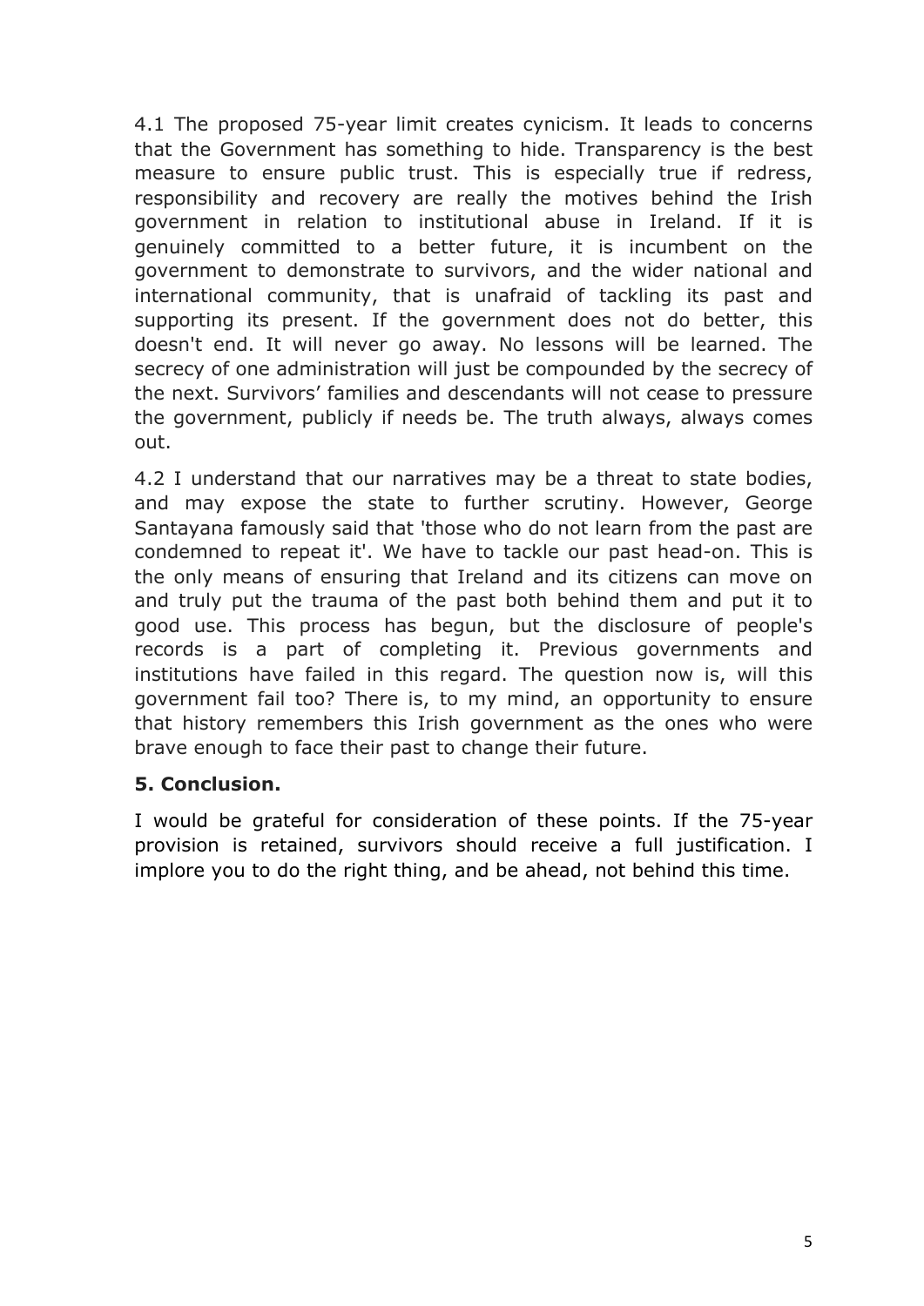4.1 The proposed 75-year limit creates cynicism. It leads to concerns that the Government has something to hide. Transparency is the best measure to ensure public trust. This is especially true if redress, responsibility and recovery are really the motives behind the Irish government in relation to institutional abuse in Ireland. If it is genuinely committed to a better future, it is incumbent on the government to demonstrate to survivors, and the wider national and international community, that is unafraid of tackling its past and supporting its present. If the government does not do better, this doesn't end. It will never go away. No lessons will be learned. The secrecy of one administration will just be compounded by the secrecy of the next. Survivors' families and descendants will not cease to pressure the government, publicly if needs be. The truth always, always comes out.

4.2 I understand that our narratives may be a threat to state bodies, and may expose the state to further scrutiny. However, George Santayana famously said that 'those who do not learn from the past are condemned to repeat it'. We have to tackle our past head-on. This is the only means of ensuring that Ireland and its citizens can move on and truly put the trauma of the past both behind them and put it to good use. This process has begun, but the disclosure of people's records is a part of completing it. Previous governments and institutions have failed in this regard. The question now is, will this government fail too? There is, to my mind, an opportunity to ensure that history remembers this Irish government as the ones who were brave enough to face their past to change their future.

**5. Conclusion.**

I would be grateful for consideration of these points. If the 75-year provision is retained, survivors should receive a full justification. I implore you to do the right thing, and be ahead, not behind this time.